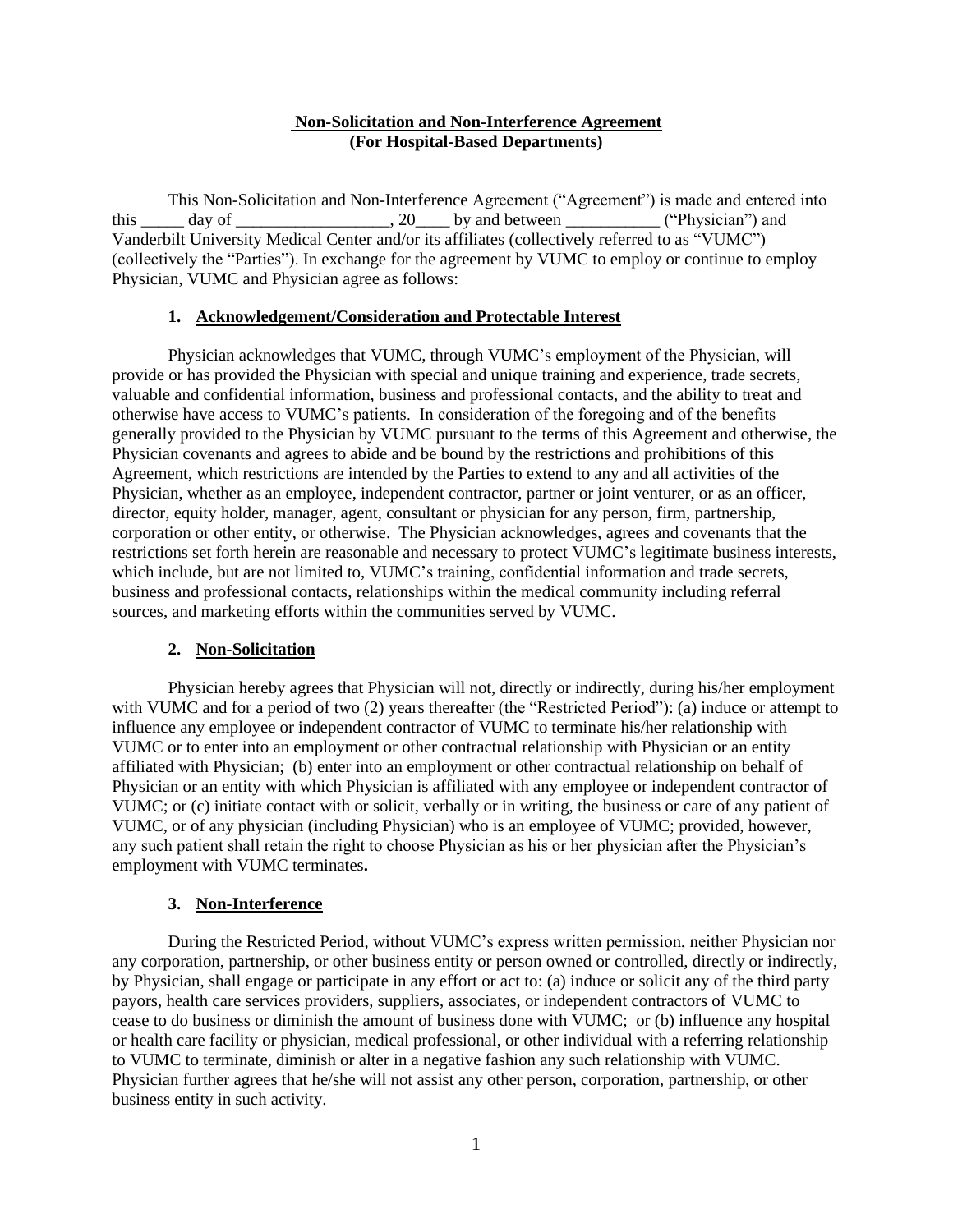**Non-Solicitation and Non-Interference Agreement**
**(For Hospital-Based Departments)**

This Non-Solicitation and Non-Interference Agreement ("Agreement") is made and entered into this _____ day of __________________, 20____ by and between ___________ ("Physician") and Vanderbilt University Medical Center and/or its affiliates (collectively referred to as "VUMC") (collectively the "Parties"). In exchange for the agreement by VUMC to employ or continue to employ Physician, VUMC and Physician agree as follows:

**1. Acknowledgement/Consideration and Protectable Interest**

Physician acknowledges that VUMC, through VUMC's employment of the Physician, will provide or has provided the Physician with special and unique training and experience, trade secrets, valuable and confidential information, business and professional contacts, and the ability to treat and otherwise have access to VUMC's patients. In consideration of the foregoing and of the benefits generally provided to the Physician by VUMC pursuant to the terms of this Agreement and otherwise, the Physician covenants and agrees to abide and be bound by the restrictions and prohibitions of this Agreement, which restrictions are intended by the Parties to extend to any and all activities of the Physician, whether as an employee, independent contractor, partner or joint venturer, or as an officer, director, equity holder, manager, agent, consultant or physician for any person, firm, partnership, corporation or other entity, or otherwise. The Physician acknowledges, agrees and covenants that the restrictions set forth herein are reasonable and necessary to protect VUMC's legitimate business interests, which include, but are not limited to, VUMC's training, confidential information and trade secrets, business and professional contacts, relationships within the medical community including referral sources, and marketing efforts within the communities served by VUMC.

**2. Non-Solicitation**

Physician hereby agrees that Physician will not, directly or indirectly, during his/her employment with VUMC and for a period of two (2) years thereafter (the "Restricted Period"): (a) induce or attempt to influence any employee or independent contractor of VUMC to terminate his/her relationship with VUMC or to enter into an employment or other contractual relationship with Physician or an entity affiliated with Physician; (b) enter into an employment or other contractual relationship on behalf of Physician or an entity with which Physician is affiliated with any employee or independent contractor of VUMC; or (c) initiate contact with or solicit, verbally or in writing, the business or care of any patient of VUMC, or of any physician (including Physician) who is an employee of VUMC; provided, however, any such patient shall retain the right to choose Physician as his or her physician after the Physician's employment with VUMC terminates**.**

**3. Non-Interference**

During the Restricted Period, without VUMC's express written permission, neither Physician nor any corporation, partnership, or other business entity or person owned or controlled, directly or indirectly, by Physician, shall engage or participate in any effort or act to: (a) induce or solicit any of the third party payors, health care services providers, suppliers, associates, or independent contractors of VUMC to cease to do business or diminish the amount of business done with VUMC; or (b) influence any hospital or health care facility or physician, medical professional, or other individual with a referring relationship to VUMC to terminate, diminish or alter in a negative fashion any such relationship with VUMC. Physician further agrees that he/she will not assist any other person, corporation, partnership, or other business entity in such activity.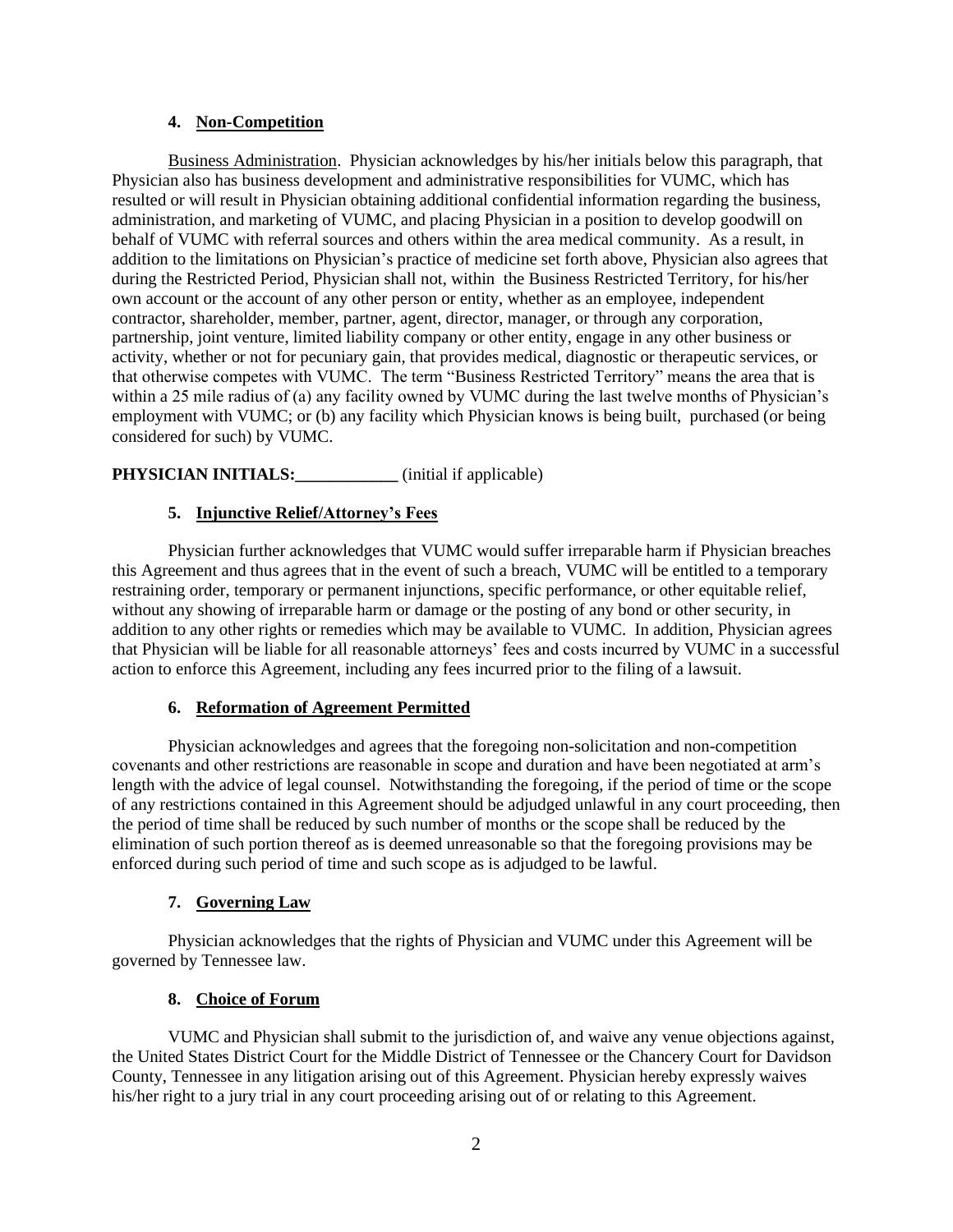### 4. Non-Competition

Business Administration. Physician acknowledges by his/her initials below this paragraph, that Physician also has business development and administrative responsibilities for VUMC, which has resulted or will result in Physician obtaining additional confidential information regarding the business, administration, and marketing of VUMC, and placing Physician in a position to develop goodwill on behalf of VUMC with referral sources and others within the area medical community. As a result, in addition to the limitations on Physician's practice of medicine set forth above, Physician also agrees that during the Restricted Period, Physician shall not, within the Business Restricted Territory, for his/her own account or the account of any other person or entity, whether as an employee, independent contractor, shareholder, member, partner, agent, director, manager, or through any corporation, partnership, joint venture, limited liability company or other entity, engage in any other business or activity, whether or not for pecuniary gain, that provides medical, diagnostic or therapeutic services, or that otherwise competes with VUMC. The term "Business Restricted Territory" means the area that is within a 25 mile radius of (a) any facility owned by VUMC during the last twelve months of Physician's employment with VUMC; or (b) any facility which Physician knows is being built, purchased (or being considered for such) by VUMC.

**PHYSICIAN INITIALS:____________** (initial if applicable)

### 5. Injunctive Relief/Attorney's Fees

Physician further acknowledges that VUMC would suffer irreparable harm if Physician breaches this Agreement and thus agrees that in the event of such a breach, VUMC will be entitled to a temporary restraining order, temporary or permanent injunctions, specific performance, or other equitable relief, without any showing of irreparable harm or damage or the posting of any bond or other security, in addition to any other rights or remedies which may be available to VUMC. In addition, Physician agrees that Physician will be liable for all reasonable attorneys' fees and costs incurred by VUMC in a successful action to enforce this Agreement, including any fees incurred prior to the filing of a lawsuit.

### 6. Reformation of Agreement Permitted

Physician acknowledges and agrees that the foregoing non-solicitation and non-competition covenants and other restrictions are reasonable in scope and duration and have been negotiated at arm's length with the advice of legal counsel. Notwithstanding the foregoing, if the period of time or the scope of any restrictions contained in this Agreement should be adjudged unlawful in any court proceeding, then the period of time shall be reduced by such number of months or the scope shall be reduced by the elimination of such portion thereof as is deemed unreasonable so that the foregoing provisions may be enforced during such period of time and such scope as is adjudged to be lawful.

### 7. Governing Law

Physician acknowledges that the rights of Physician and VUMC under this Agreement will be governed by Tennessee law.

### 8. Choice of Forum

VUMC and Physician shall submit to the jurisdiction of, and waive any venue objections against, the United States District Court for the Middle District of Tennessee or the Chancery Court for Davidson County, Tennessee in any litigation arising out of this Agreement. Physician hereby expressly waives his/her right to a jury trial in any court proceeding arising out of or relating to this Agreement.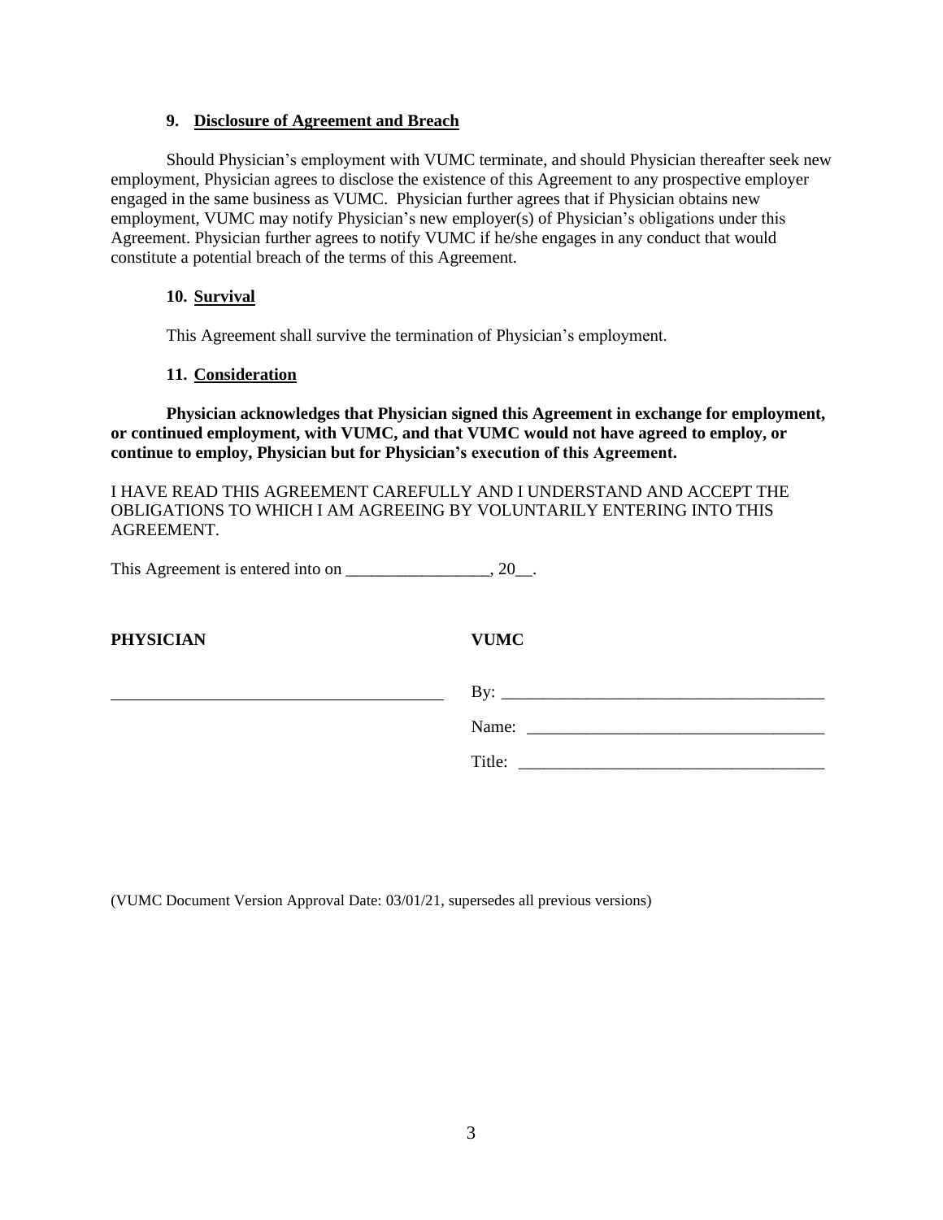### 9. **Disclosure of Agreement and Breach**

Should Physician's employment with VUMC terminate, and should Physician thereafter seek new employment, Physician agrees to disclose the existence of this Agreement to any prospective employer engaged in the same business as VUMC. Physician further agrees that if Physician obtains new employment, VUMC may notify Physician's new employer(s) of Physician's obligations under this Agreement. Physician further agrees to notify VUMC if he/she engages in any conduct that would constitute a potential breach of the terms of this Agreement.

### 10. **Survival**

This Agreement shall survive the termination of Physician's employment.

### 11. **Consideration**

**Physician acknowledges that Physician signed this Agreement in exchange for employment, or continued employment, with VUMC, and that VUMC would not have agreed to employ, or continue to employ, Physician but for Physician's execution of this Agreement.**

I HAVE READ THIS AGREEMENT CAREFULLY AND I UNDERSTAND AND ACCEPT THE OBLIGATIONS TO WHICH I AM AGREEING BY VOLUNTARILY ENTERING INTO THIS AGREEMENT.

This Agreement is entered into on _________________, 20__.

**PHYSICIAN**

_______________________________________

**VUMC**

By: _______________________________________

Name: ___________________________________

Title: ____________________________________

(VUMC Document Version Approval Date: 03/01/21, supersedes all previous versions)